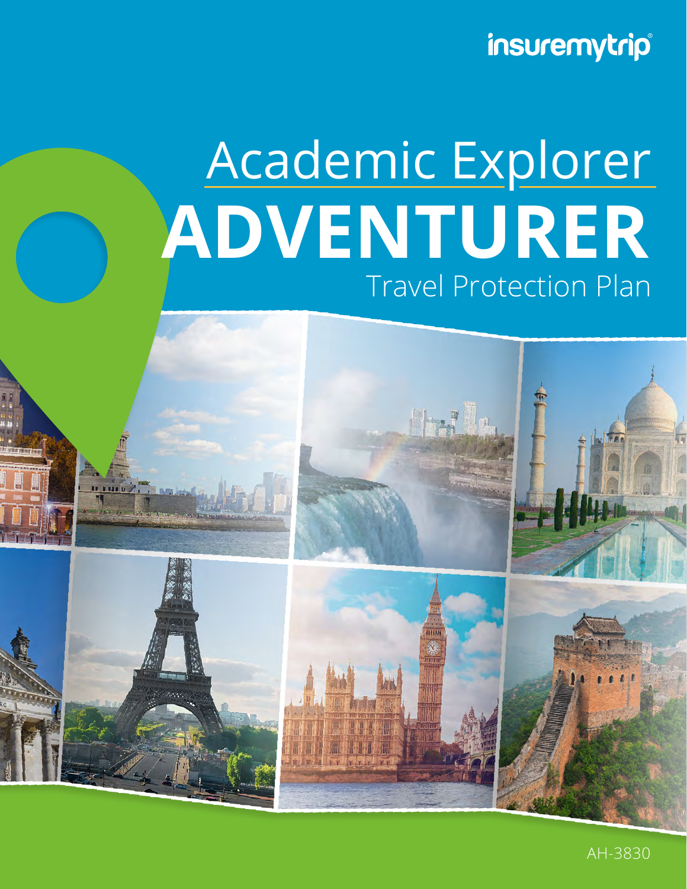insuremytrip®

# Academic Explorer ADVENTURER

## Travel Protection Plan

AH-3830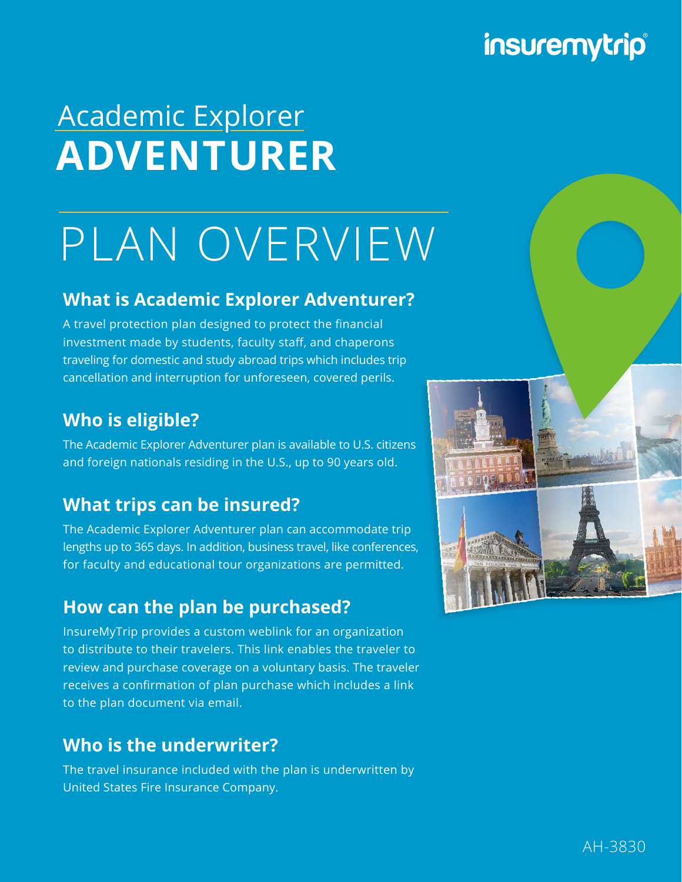# Academic Explorer
# ADVENTURER

# PLAN OVERVIEW

## What is Academic Explorer Adventurer?

A travel protection plan designed to protect the financial investment made by students, faculty staff, and chaperons traveling for domestic and study abroad trips which includes trip cancellation and interruption for unforeseen, covered perils.

## Who is eligible?

The Academic Explorer Adventurer plan is available to U.S. citizens and foreign nationals residing in the U.S., up to 90 years old.

## What trips can be insured?

The Academic Explorer Adventurer plan can accommodate trip lengths up to 365 days. In addition, business travel, like conferences, for faculty and educational tour organizations are permitted.

## How can the plan be purchased?

InsureMyTrip provides a custom weblink for an organization to distribute to their travelers. This link enables the traveler to review and purchase coverage on a voluntary basis. The traveler receives a confirmation of plan purchase which includes a link to the plan document via email.

## Who is the underwriter?

The travel insurance included with the plan is underwritten by United States Fire Insurance Company.

AH-3830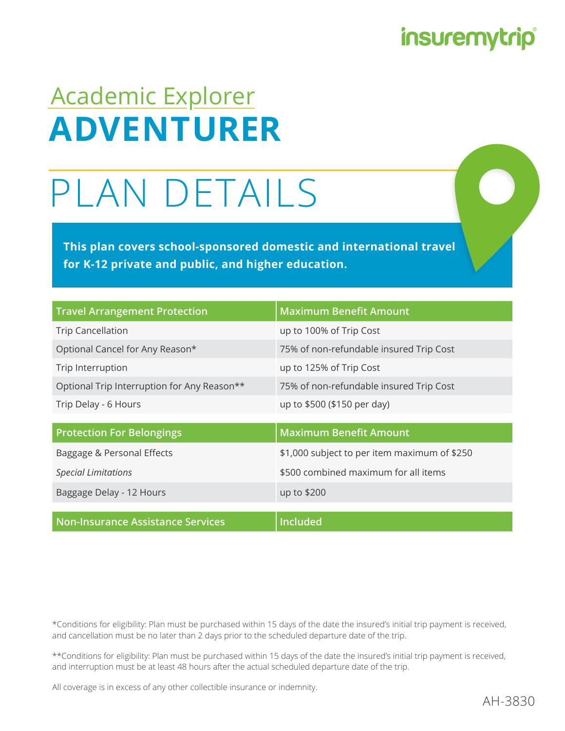insuremytrip

## Academic Explorer

# ADVENTURER

# PLAN DETAILS

**This plan covers school-sponsored domestic and international travel for K-12 private and public, and higher education.**

| Travel Arrangement Protection | Maximum Benefit Amount |
| --- | --- |
| Trip Cancellation | up to 100% of Trip Cost |
| Optional Cancel for Any Reason* | 75% of non-refundable insured Trip Cost |
| Trip Interruption | up to 125% of Trip Cost |
| Optional Trip Interruption for Any Reason** | 75% of non-refundable insured Trip Cost |
| Trip Delay - 6 Hours | up to $500 ($150 per day) |

| Protection For Belongings | Maximum Benefit Amount |
| --- | --- |
| Baggage & Personal Effects | $1,000 subject to per item maximum of $250 |
| *Special Limitations* | $500 combined maximum for all items |
| Baggage Delay - 12 Hours | up to $200 |

| Non-Insurance Assistance Services | Included |
| --- | --- |

*Conditions for eligibility: Plan must be purchased within 15 days of the date the insured's initial trip payment is received, and cancellation must be no later than 2 days prior to the scheduled departure date of the trip.

**Conditions for eligibility: Plan must be purchased within 15 days of the date the insured's initial trip payment is received, and interruption must be at least 48 hours after the actual scheduled departure date of the trip.

All coverage is in excess of any other collectible insurance or indemnity.

AH-3830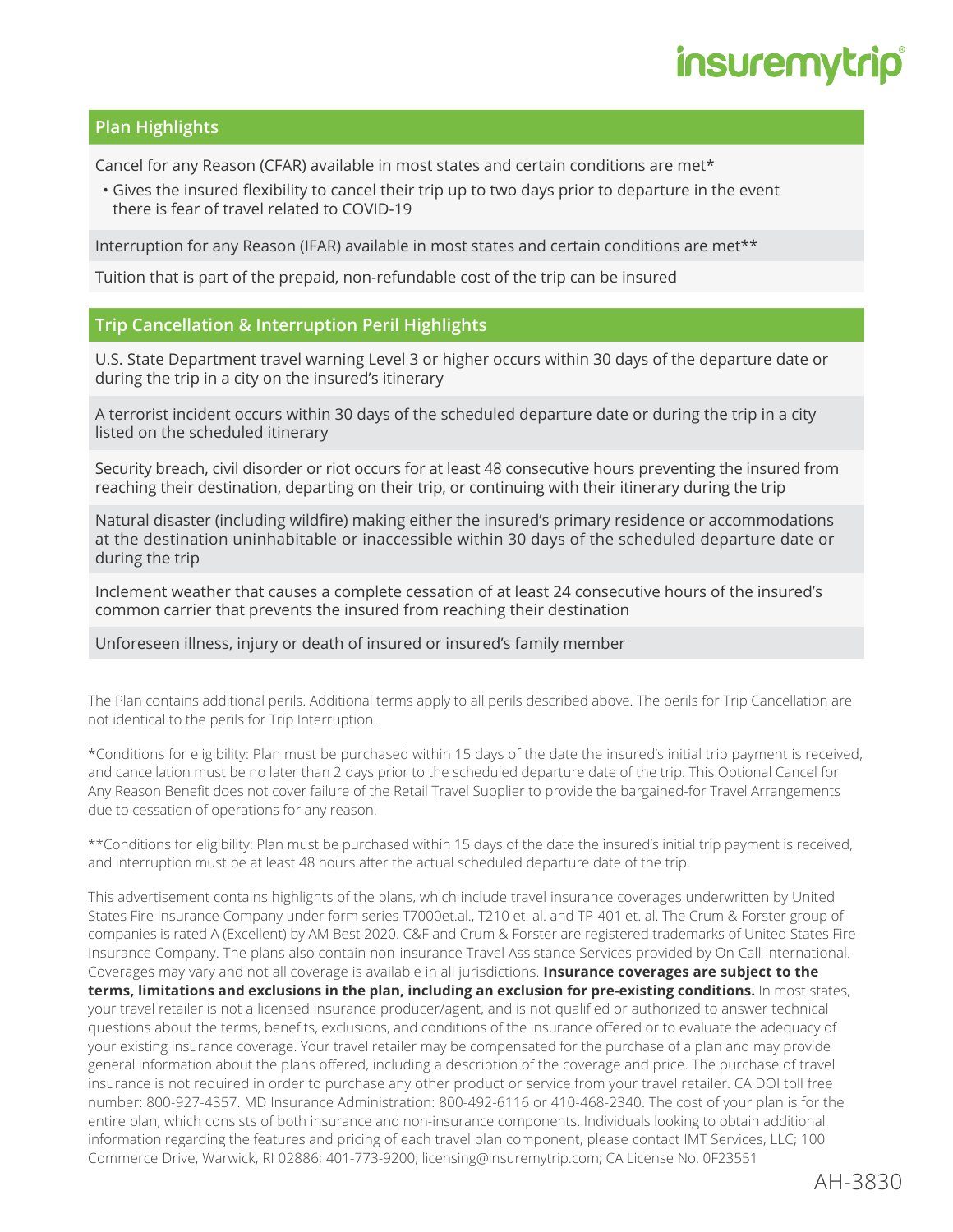## Plan Highlights

Cancel for any Reason (CFAR) available in most states and certain conditions are met*

- Gives the insured flexibility to cancel their trip up to two days prior to departure in the event there is fear of travel related to COVID-19

Interruption for any Reason (IFAR) available in most states and certain conditions are met**

Tuition that is part of the prepaid, non-refundable cost of the trip can be insured

## Trip Cancellation & Interruption Peril Highlights

U.S. State Department travel warning Level 3 or higher occurs within 30 days of the departure date or during the trip in a city on the insured's itinerary

A terrorist incident occurs within 30 days of the scheduled departure date or during the trip in a city listed on the scheduled itinerary

Security breach, civil disorder or riot occurs for at least 48 consecutive hours preventing the insured from reaching their destination, departing on their trip, or continuing with their itinerary during the trip

Natural disaster (including wildfire) making either the insured's primary residence or accommodations at the destination uninhabitable or inaccessible within 30 days of the scheduled departure date or during the trip

Inclement weather that causes a complete cessation of at least 24 consecutive hours of the insured's common carrier that prevents the insured from reaching their destination

Unforeseen illness, injury or death of insured or insured's family member

The Plan contains additional perils. Additional terms apply to all perils described above. The perils for Trip Cancellation are not identical to the perils for Trip Interruption.

*Conditions for eligibility: Plan must be purchased within 15 days of the date the insured's initial trip payment is received, and cancellation must be no later than 2 days prior to the scheduled departure date of the trip. This Optional Cancel for Any Reason Benefit does not cover failure of the Retail Travel Supplier to provide the bargained-for Travel Arrangements due to cessation of operations for any reason.

**Conditions for eligibility: Plan must be purchased within 15 days of the date the insured's initial trip payment is received, and interruption must be at least 48 hours after the actual scheduled departure date of the trip.

This advertisement contains highlights of the plans, which include travel insurance coverages underwritten by United States Fire Insurance Company under form series T7000et.al., T210 et. al. and TP-401 et. al. The Crum & Forster group of companies is rated A (Excellent) by AM Best 2020. C&F and Crum & Forster are registered trademarks of United States Fire Insurance Company. The plans also contain non-insurance Travel Assistance Services provided by On Call International. Coverages may vary and not all coverage is available in all jurisdictions. **Insurance coverages are subject to the terms, limitations and exclusions in the plan, including an exclusion for pre-existing conditions.** In most states, your travel retailer is not a licensed insurance producer/agent, and is not qualified or authorized to answer technical questions about the terms, benefits, exclusions, and conditions of the insurance offered or to evaluate the adequacy of your existing insurance coverage. Your travel retailer may be compensated for the purchase of a plan and may provide general information about the plans offered, including a description of the coverage and price. The purchase of travel insurance is not required in order to purchase any other product or service from your travel retailer. CA DOI toll free number: 800-927-4357. MD Insurance Administration: 800-492-6116 or 410-468-2340. The cost of your plan is for the entire plan, which consists of both insurance and non-insurance components. Individuals looking to obtain additional information regarding the features and pricing of each travel plan component, please contact IMT Services, LLC; 100 Commerce Drive, Warwick, RI 02886; 401-773-9200; licensing@insuremytrip.com; CA License No. 0F23551

AH-3830